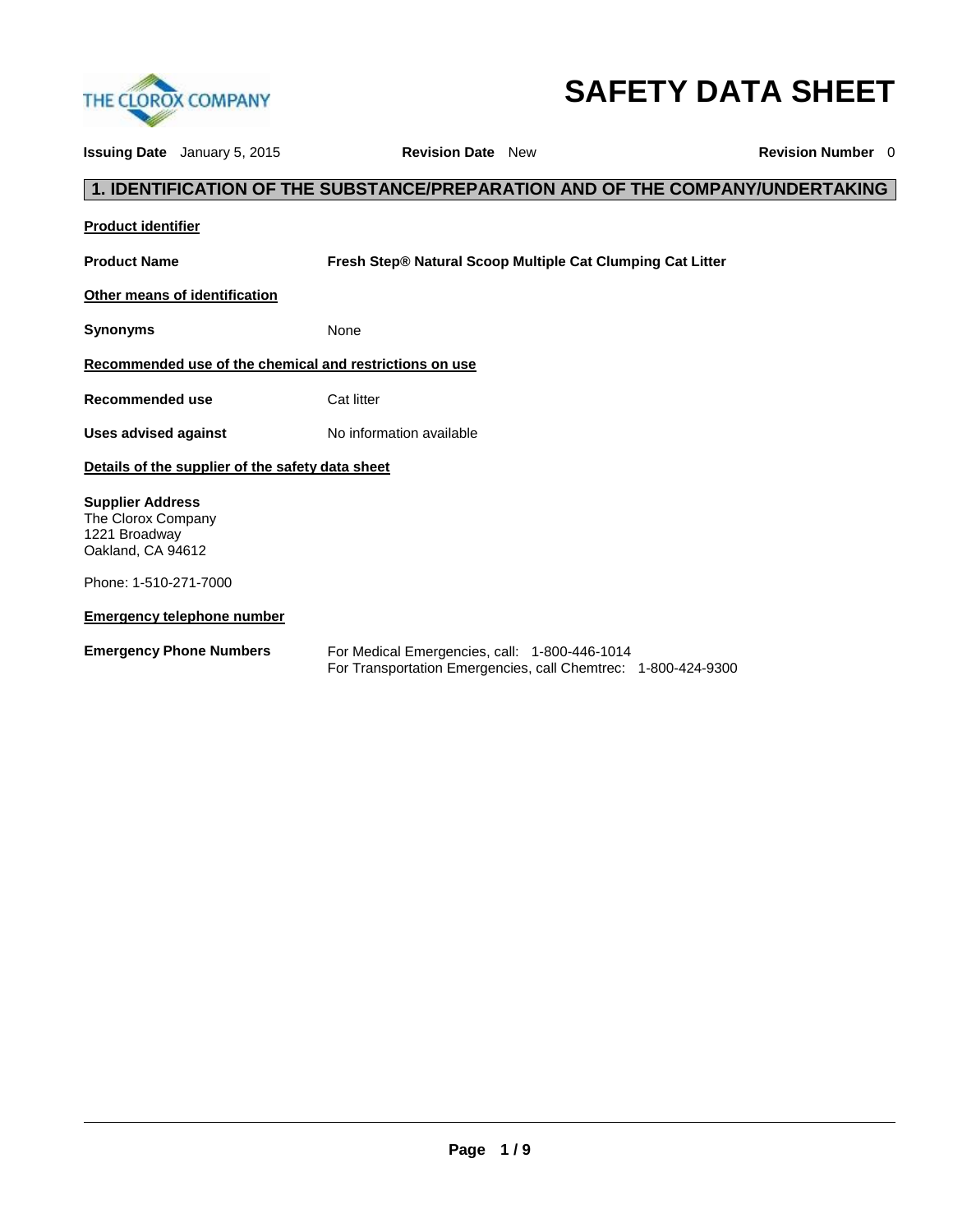# SAFETY DATA SHEET

THE CLOROX COMPANY

**Issuing Date** January 5, 2015 **Revision Date** New **Revision Number** 0

## 1. IDENTIFICATION OF THE SUBSTANCE/PREPARATION AND OF THE COMPANY/UNDERTAKING

**Product identifier**

**Product Name** **Fresh Step® Natural Scoop Multiple Cat Clumping Cat Litter**

**Other means of identification**

**Synonyms** None

**Recommended use of the chemical and restrictions on use**

**Recommended use** Cat litter

**Uses advised against** No information available

**Details of the supplier of the safety data sheet**

**Supplier Address**
The Clorox Company
1221 Broadway
Oakland, CA 94612

Phone: 1-510-271-7000

**Emergency telephone number**

**Emergency Phone Numbers** For Medical Emergencies, call: 1-800-446-1014
For Transportation Emergencies, call Chemtrec: 1-800-424-9300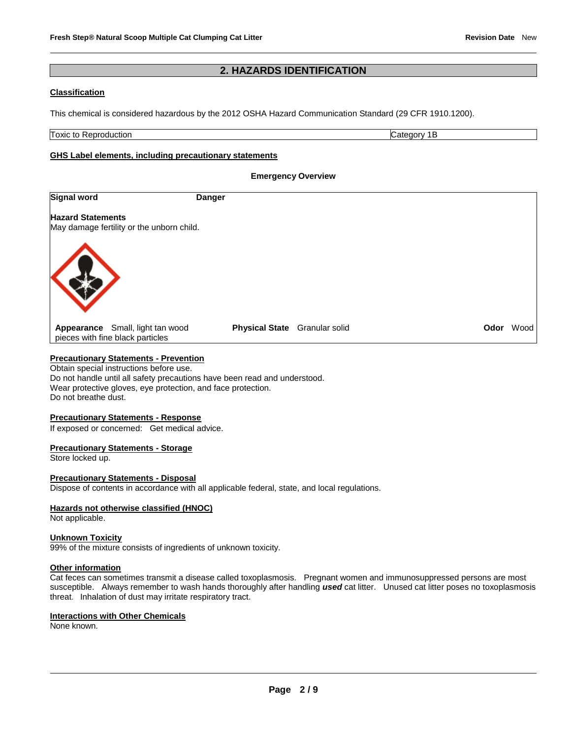## 2. HAZARDS IDENTIFICATION

**Classification**

This chemical is considered hazardous by the 2012 OSHA Hazard Communication Standard (29 CFR 1910.1200).

| Toxic to Reproduction | Category 1B |
|---|---|

**GHS Label elements, including precautionary statements**

**Emergency Overview**

**Signal word** **Danger**

**Hazard Statements**
May damage fertility or the unborn child.

**Appearance** Small, light tan wood pieces with fine black particles **Physical State** Granular solid **Odor** Wood

**Precautionary Statements - Prevention**
Obtain special instructions before use.
Do not handle until all safety precautions have been read and understood.
Wear protective gloves, eye protection, and face protection.
Do not breathe dust.

**Precautionary Statements - Response**
If exposed or concerned: Get medical advice.

**Precautionary Statements - Storage**
Store locked up.

**Precautionary Statements - Disposal**
Dispose of contents in accordance with all applicable federal, state, and local regulations.

**Hazards not otherwise classified (HNOC)**
Not applicable.

**Unknown Toxicity**
99% of the mixture consists of ingredients of unknown toxicity.

**Other information**
Cat feces can sometimes transmit a disease called toxoplasmosis. Pregnant women and immunosuppressed persons are most susceptible. Always remember to wash hands thoroughly after handling ***used*** cat litter. Unused cat litter poses no toxoplasmosis threat. Inhalation of dust may irritate respiratory tract.

**Interactions with Other Chemicals**
None known.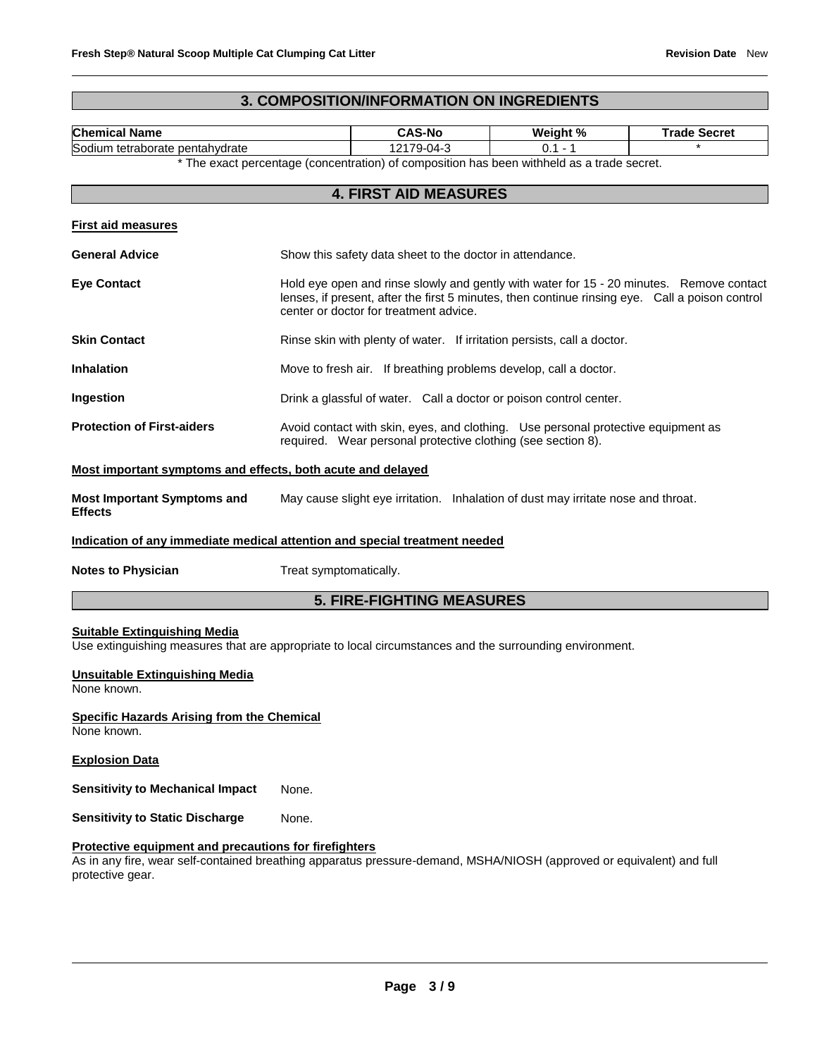## 3. COMPOSITION/INFORMATION ON INGREDIENTS

| Chemical Name | CAS-No | Weight % | Trade Secret |
|---|---|---|---|
| Sodium tetraborate pentahydrate | 12179-04-3 | 0.1 - 1 | * |

* The exact percentage (concentration) of composition has been withheld as a trade secret.

## 4. FIRST AID MEASURES

**First aid measures**

**General Advice** Show this safety data sheet to the doctor in attendance.

**Eye Contact** Hold eye open and rinse slowly and gently with water for 15 - 20 minutes. Remove contact lenses, if present, after the first 5 minutes, then continue rinsing eye. Call a poison control center or doctor for treatment advice.

**Skin Contact** Rinse skin with plenty of water. If irritation persists, call a doctor.

**Inhalation** Move to fresh air. If breathing problems develop, call a doctor.

**Ingestion** Drink a glassful of water. Call a doctor or poison control center.

**Protection of First-aiders** Avoid contact with skin, eyes, and clothing. Use personal protective equipment as required. Wear personal protective clothing (see section 8).

**Most important symptoms and effects, both acute and delayed**

**Most Important Symptoms and Effects** May cause slight eye irritation. Inhalation of dust may irritate nose and throat.

**Indication of any immediate medical attention and special treatment needed**

**Notes to Physician** Treat symptomatically.

## 5. FIRE-FIGHTING MEASURES

**Suitable Extinguishing Media**
Use extinguishing measures that are appropriate to local circumstances and the surrounding environment.

**Unsuitable Extinguishing Media**
None known.

**Specific Hazards Arising from the Chemical**
None known.

**Explosion Data**

**Sensitivity to Mechanical Impact** None.

**Sensitivity to Static Discharge** None.

**Protective equipment and precautions for firefighters**
As in any fire, wear self-contained breathing apparatus pressure-demand, MSHA/NIOSH (approved or equivalent) and full protective gear.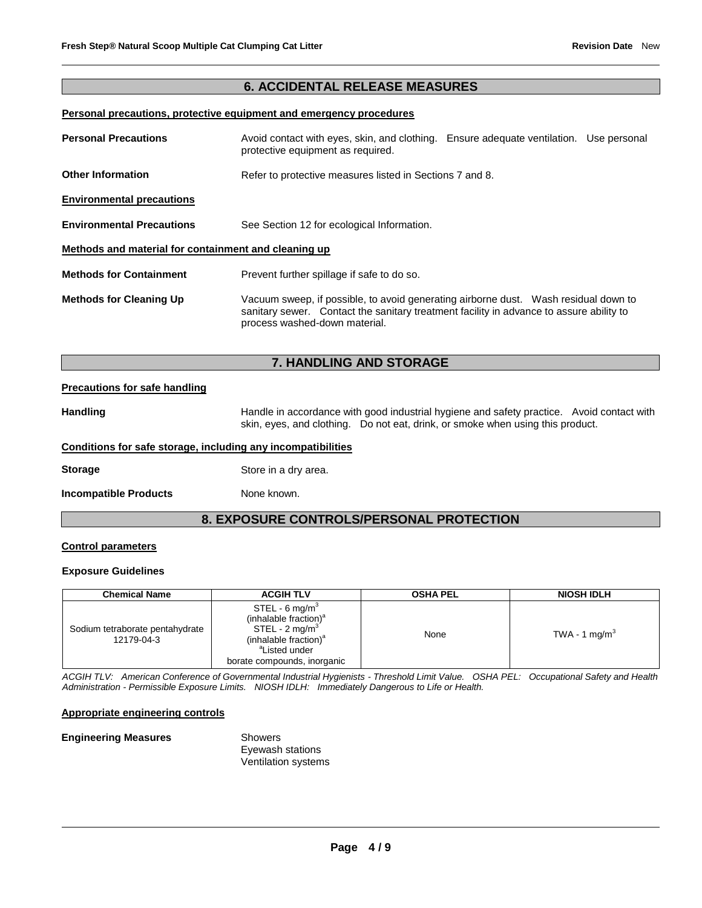## 6. ACCIDENTAL RELEASE MEASURES

**Personal precautions, protective equipment and emergency procedures**

**Personal Precautions** Avoid contact with eyes, skin, and clothing. Ensure adequate ventilation. Use personal protective equipment as required.

**Other Information** Refer to protective measures listed in Sections 7 and 8.

**Environmental precautions**

**Environmental Precautions** See Section 12 for ecological Information.

**Methods and material for containment and cleaning up**

**Methods for Containment** Prevent further spillage if safe to do so.

**Methods for Cleaning Up** Vacuum sweep, if possible, to avoid generating airborne dust. Wash residual down to sanitary sewer. Contact the sanitary treatment facility in advance to assure ability to process washed-down material.

## 7. HANDLING AND STORAGE

**Precautions for safe handling**

**Handling** Handle in accordance with good industrial hygiene and safety practice. Avoid contact with skin, eyes, and clothing. Do not eat, drink, or smoke when using this product.

**Conditions for safe storage, including any incompatibilities**

**Storage** Store in a dry area.

**Incompatible Products** None known.

## 8. EXPOSURE CONTROLS/PERSONAL PROTECTION

**Control parameters**

**Exposure Guidelines**

| Chemical Name | ACGIH TLV | OSHA PEL | NIOSH IDLH |
|---|---|---|---|
| Sodium tetraborate pentahydrate 12179-04-3 | STEL - 6 mg/m$^3$ (inhalable fraction)[a] STEL - 2 mg/m$^3$ (inhalable fraction)[a] [a]Listed under borate compounds, inorganic | None | TWA - 1 mg/m$^3$ |

*ACGIH TLV: American Conference of Governmental Industrial Hygienists - Threshold Limit Value. OSHA PEL: Occupational Safety and Health Administration - Permissible Exposure Limits. NIOSH IDLH: Immediately Dangerous to Life or Health.*

**Appropriate engineering controls**

**Engineering Measures** Showers
Eyewash stations
Ventilation systems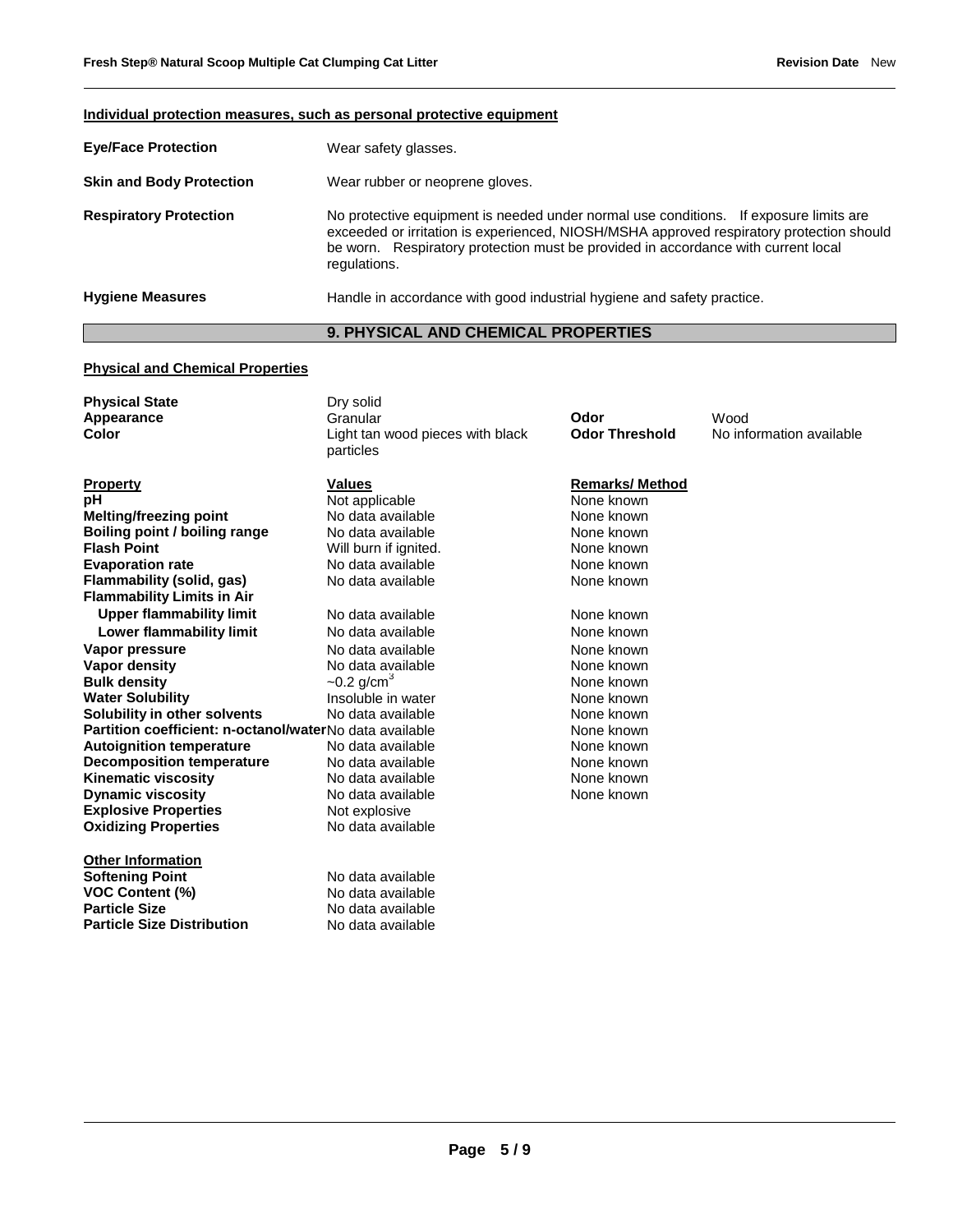**Individual protection measures, such as personal protective equipment**

| | |
|---|---|
| **Eye/Face Protection** | Wear safety glasses. |
| **Skin and Body Protection** | Wear rubber or neoprene gloves. |
| **Respiratory Protection** | No protective equipment is needed under normal use conditions. If exposure limits are exceeded or irritation is experienced, NIOSH/MSHA approved respiratory protection should be worn. Respiratory protection must be provided in accordance with current local regulations. |
| **Hygiene Measures** | Handle in accordance with good industrial hygiene and safety practice. |

## 9. PHYSICAL AND CHEMICAL PROPERTIES

**Physical and Chemical Properties**

| | | | |
|---|---|---|---|
| **Physical State** | Dry solid | | |
| **Appearance** | Granular | **Odor** | Wood |
| **Color** | Light tan wood pieces with black particles | **Odor Threshold** | No information available |

| **Property** | **Values** | **Remarks/ Method** |
|---|---|---|
| **pH** | Not applicable | None known |
| **Melting/freezing point** | No data available | None known |
| **Boiling point / boiling range** | No data available | None known |
| **Flash Point** | Will burn if ignited. | None known |
| **Evaporation rate** | No data available | None known |
| **Flammability (solid, gas)** | No data available | None known |
| **Flammability Limits in Air** | | |
| **Upper flammability limit** | No data available | None known |
| **Lower flammability limit** | No data available | None known |
| **Vapor pressure** | No data available | None known |
| **Vapor density** | No data available | None known |
| **Bulk density** | ~0.2 g/cm$^3$ | None known |
| **Water Solubility** | Insoluble in water | None known |
| **Solubility in other solvents** | No data available | None known |
| **Partition coefficient: n-octanol/water** | No data available | None known |
| **Autoignition temperature** | No data available | None known |
| **Decomposition temperature** | No data available | None known |
| **Kinematic viscosity** | No data available | None known |
| **Dynamic viscosity** | No data available | None known |
| **Explosive Properties** | Not explosive | |
| **Oxidizing Properties** | No data available | |

**Other Information**

| | |
|---|---|
| **Softening Point** | No data available |
| **VOC Content (%)** | No data available |
| **Particle Size** | No data available |
| **Particle Size Distribution** | No data available |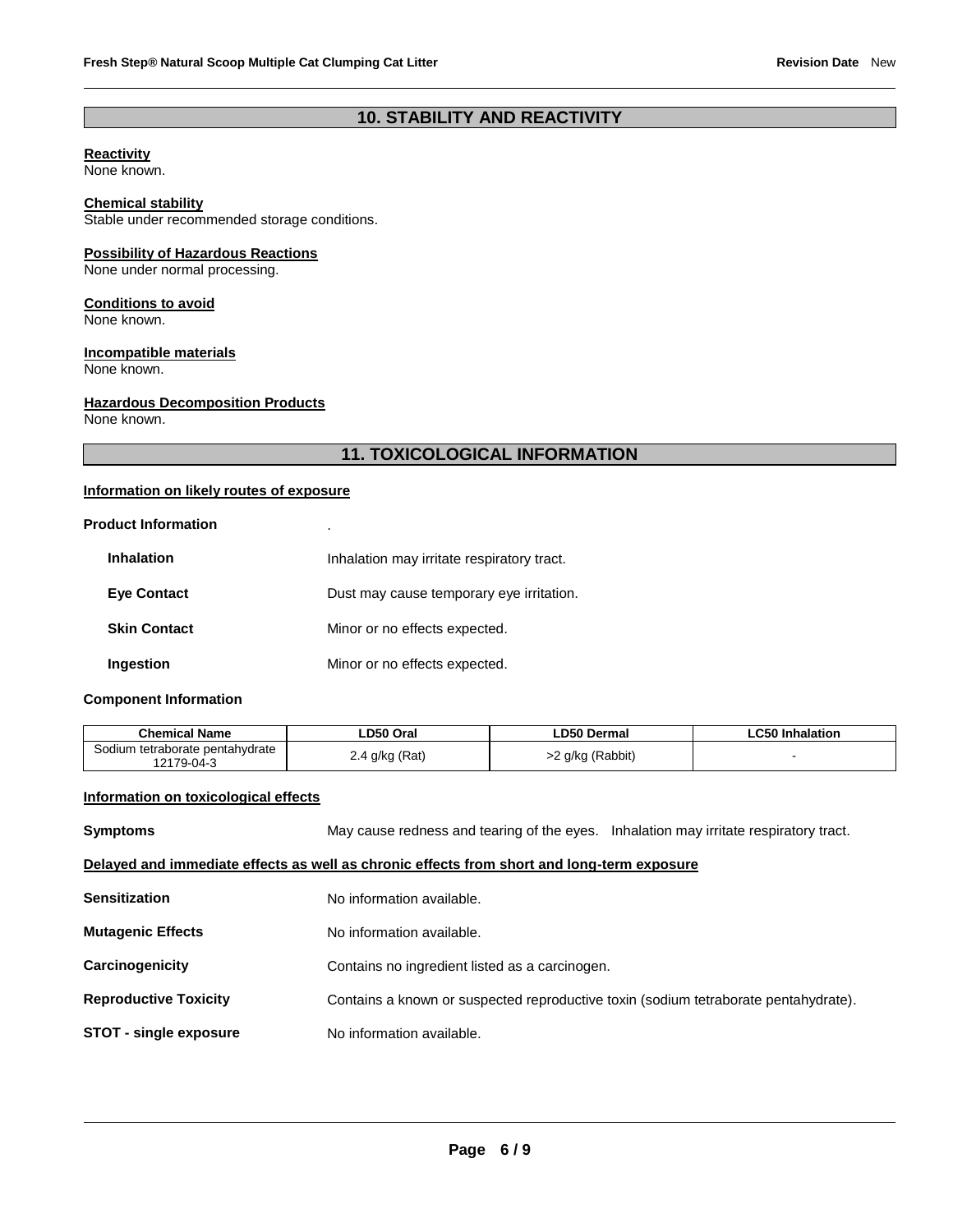## 10. STABILITY AND REACTIVITY

**Reactivity**
None known.

**Chemical stability**
Stable under recommended storage conditions.

**Possibility of Hazardous Reactions**
None under normal processing.

**Conditions to avoid**
None known.

**Incompatible materials**
None known.

**Hazardous Decomposition Products**
None known.

## 11. TOXICOLOGICAL INFORMATION

**Information on likely routes of exposure**

**Product Information** .

**Inhalation** Inhalation may irritate respiratory tract.

**Eye Contact** Dust may cause temporary eye irritation.

**Skin Contact** Minor or no effects expected.

**Ingestion** Minor or no effects expected.

**Component Information**

| Chemical Name | LD50 Oral | LD50 Dermal | LC50 Inhalation |
|---|---|---|---|
| Sodium tetraborate pentahydrate 12179-04-3 | 2.4 g/kg (Rat) | >2 g/kg (Rabbit) | - |

**Information on toxicological effects**

**Symptoms** May cause redness and tearing of the eyes. Inhalation may irritate respiratory tract.

**Delayed and immediate effects as well as chronic effects from short and long-term exposure**

**Sensitization** No information available.

**Mutagenic Effects** No information available.

**Carcinogenicity** Contains no ingredient listed as a carcinogen.

**Reproductive Toxicity** Contains a known or suspected reproductive toxin (sodium tetraborate pentahydrate).

**STOT - single exposure** No information available.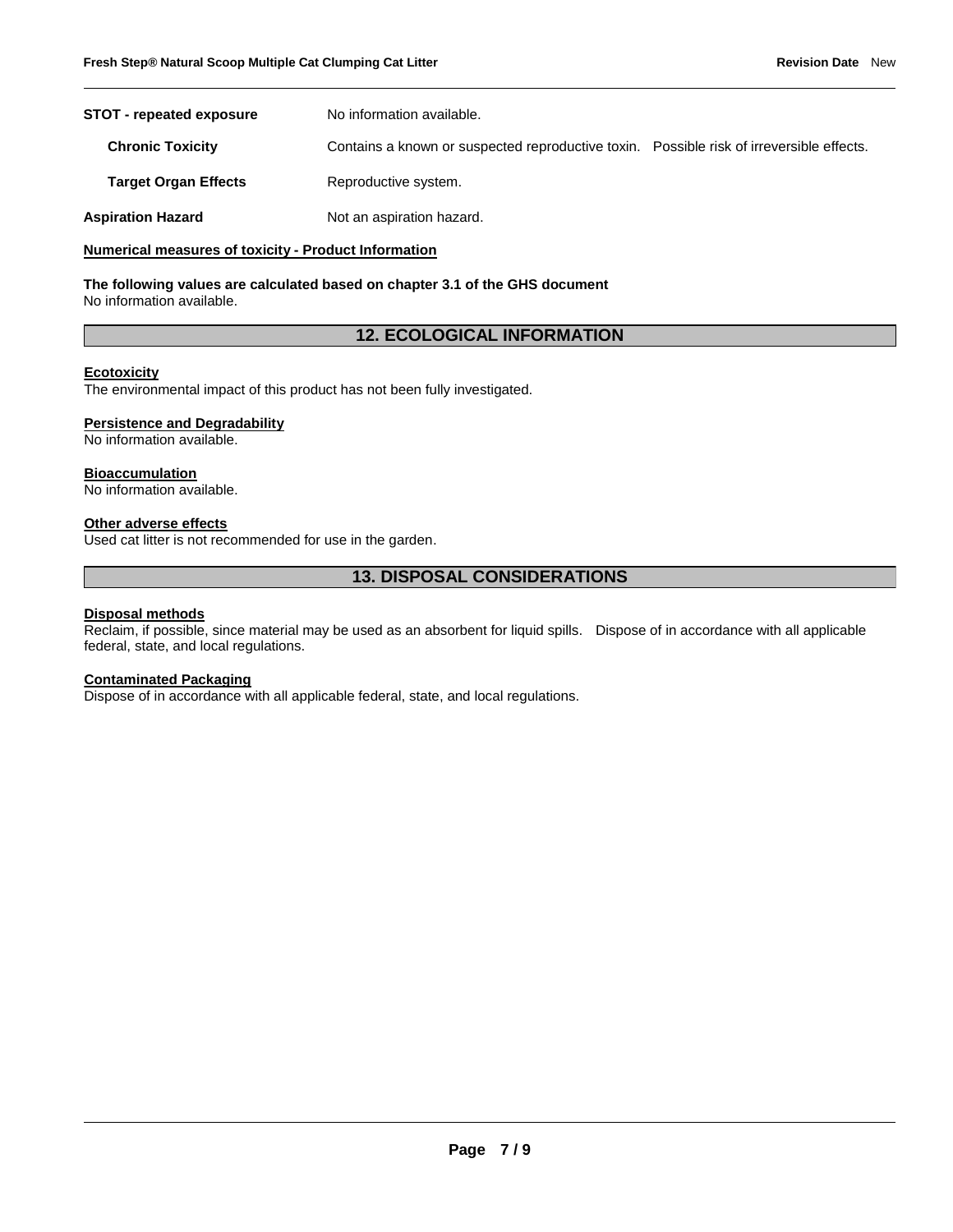**STOT - repeated exposure** No information available.

**Chronic Toxicity** Contains a known or suspected reproductive toxin. Possible risk of irreversible effects.

**Target Organ Effects** Reproductive system.

**Aspiration Hazard** Not an aspiration hazard.

**Numerical measures of toxicity - Product Information**

**The following values are calculated based on chapter 3.1 of the GHS document**
No information available.

## 12. ECOLOGICAL INFORMATION

**Ecotoxicity**
The environmental impact of this product has not been fully investigated.

**Persistence and Degradability**
No information available.

**Bioaccumulation**
No information available.

**Other adverse effects**
Used cat litter is not recommended for use in the garden.

## 13. DISPOSAL CONSIDERATIONS

**Disposal methods**
Reclaim, if possible, since material may be used as an absorbent for liquid spills. Dispose of in accordance with all applicable federal, state, and local regulations.

**Contaminated Packaging**
Dispose of in accordance with all applicable federal, state, and local regulations.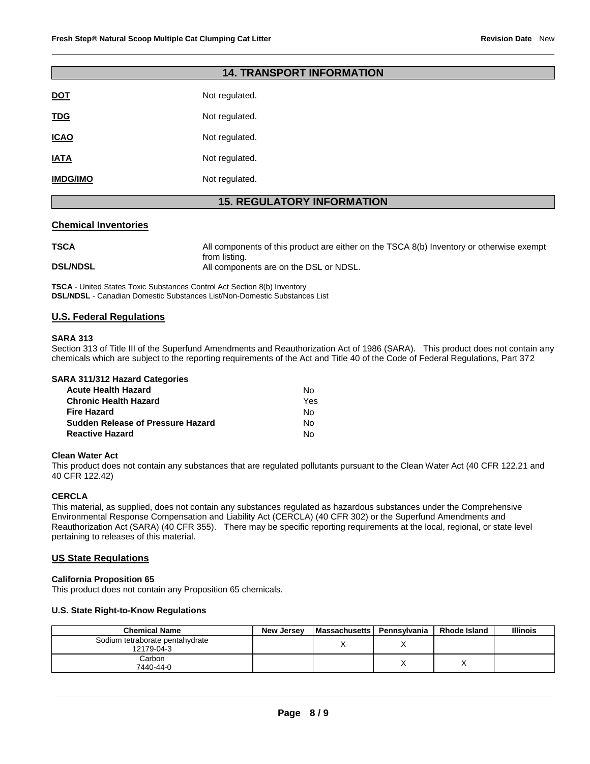## 14. TRANSPORT INFORMATION

**DOT** Not regulated.

**TDG** Not regulated.

**ICAO** Not regulated.

**IATA** Not regulated.

**IMDG/IMO** Not regulated.

## 15. REGULATORY INFORMATION

### Chemical Inventories

**TSCA** All components of this product are either on the TSCA 8(b) Inventory or otherwise exempt from listing.

**DSL/NDSL** All components are on the DSL or NDSL.

**TSCA** - United States Toxic Substances Control Act Section 8(b) Inventory
**DSL/NDSL** - Canadian Domestic Substances List/Non-Domestic Substances List

### U.S. Federal Regulations

**SARA 313**
Section 313 of Title III of the Superfund Amendments and Reauthorization Act of 1986 (SARA). This product does not contain any chemicals which are subject to the reporting requirements of the Act and Title 40 of the Code of Federal Regulations, Part 372

**SARA 311/312 Hazard Categories**

| | |
|---|---|
| **Acute Health Hazard** | No |
| **Chronic Health Hazard** | Yes |
| **Fire Hazard** | No |
| **Sudden Release of Pressure Hazard** | No |
| **Reactive Hazard** | No |

**Clean Water Act**
This product does not contain any substances that are regulated pollutants pursuant to the Clean Water Act (40 CFR 122.21 and 40 CFR 122.42)

**CERCLA**
This material, as supplied, does not contain any substances regulated as hazardous substances under the Comprehensive Environmental Response Compensation and Liability Act (CERCLA) (40 CFR 302) or the Superfund Amendments and Reauthorization Act (SARA) (40 CFR 355). There may be specific reporting requirements at the local, regional, or state level pertaining to releases of this material.

### US State Regulations

**California Proposition 65**
This product does not contain any Proposition 65 chemicals.

**U.S. State Right-to-Know Regulations**

| Chemical Name | New Jersey | Massachusetts | Pennsylvania | Rhode Island | Illinois |
|---|---|---|---|---|---|
| Sodium tetraborate pentahydrate 12179-04-3 | | X | X | | |
| Carbon 7440-44-0 | | | X | X | |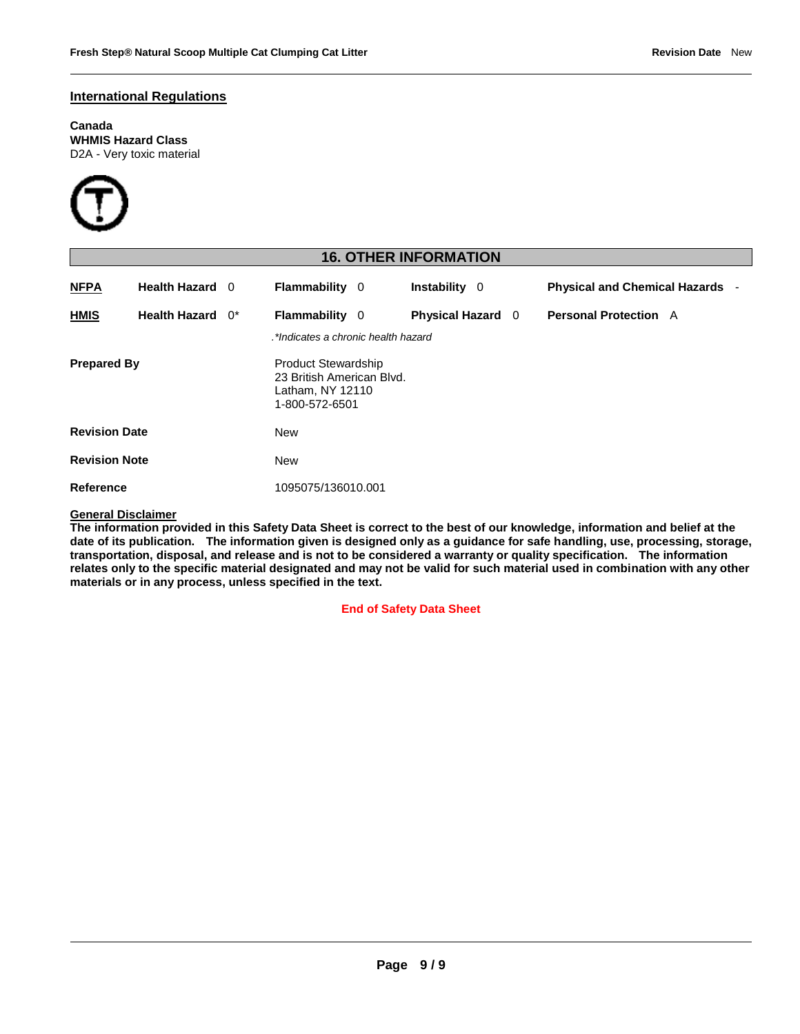## International Regulations

**Canada**
**WHMIS Hazard Class**
D2A - Very toxic material

## 16. OTHER INFORMATION

| | | | | |
|---|---|---|---|---|
| **NFPA** | **Health Hazard** 0 | **Flammability** 0 | **Instability** 0 | **Physical and Chemical Hazards** - |
| **HMIS** | **Health Hazard** 0* | **Flammability** 0 | **Physical Hazard** 0 | **Personal Protection** A |

*.*Indicates a chronic health hazard*

**Prepared By**
Product Stewardship
23 British American Blvd.
Latham, NY 12110
1-800-572-6501

**Revision Date** New

**Revision Note** New

**Reference** 1095075/136010.001

**General Disclaimer**

**The information provided in this Safety Data Sheet is correct to the best of our knowledge, information and belief at the date of its publication. The information given is designed only as a guidance for safe handling, use, processing, storage, transportation, disposal, and release and is not to be considered a warranty or quality specification. The information relates only to the specific material designated and may not be valid for such material used in combination with any other materials or in any process, unless specified in the text.**

**End of Safety Data Sheet**